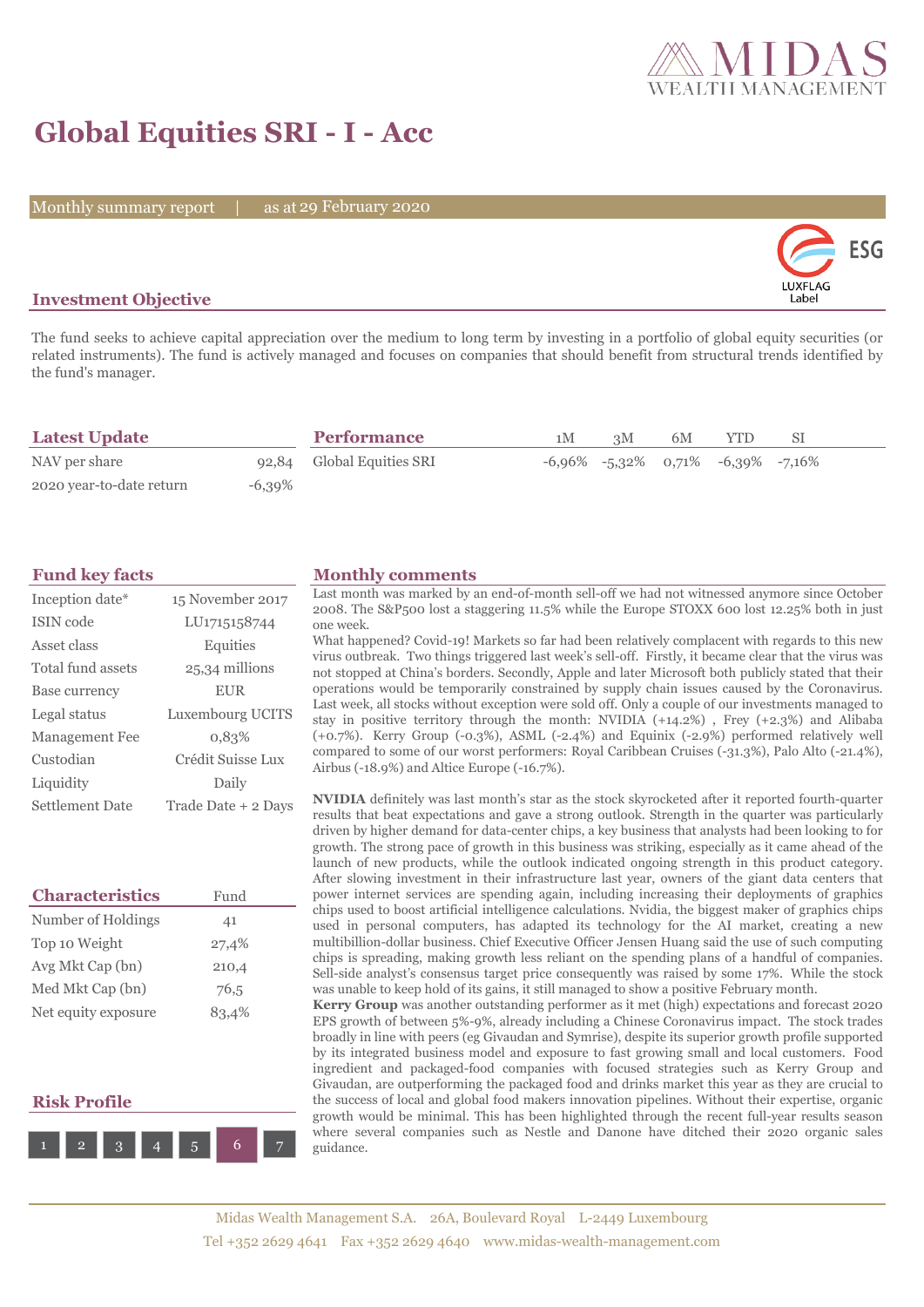# Global Equities SRI - I - Acc

Monthly summary report | as at 29 February 2020

## Investment Objective

The fund seeks to achieve capital appreciation over the medium to long term by investing in a portfolio of global equity securities (or related instruments). The fund is actively managed and focuses on companies that should benefit from structural trends identified by the fund's manager.

## Latest Update

| | |
|---|---|
| NAV per share | 92,84 |
| 2020 year-to-date return | -6,39% |

## Performance

| | 1M | 3M | 6M | YTD | SI |
|---|---|---|---|---|---|
| Global Equities SRI | -6,96% | -5,32% | 0,71% | -6,39% | -7,16% |

## Fund key facts

| | |
|---|---|
| Inception date* | 15 November 2017 |
| ISIN code | LU1715158744 |
| Asset class | Equities |
| Total fund assets | 25,34 millions |
| Base currency | EUR |
| Legal status | Luxembourg UCITS |
| Management Fee | 0,83% |
| Custodian | Crédit Suisse Lux |
| Liquidity | Daily |
| Settlement Date | Trade Date + 2 Days |

## Characteristics

| | Fund |
|---|---|
| Number of Holdings | 41 |
| Top 10 Weight | 27,4% |
| Avg Mkt Cap (bn) | 210,4 |
| Med Mkt Cap (bn) | 76,5 |
| Net equity exposure | 83,4% |

## Risk Profile

1 2 3 4 5 **6** 7

## Monthly comments

Last month was marked by an end-of-month sell-off we had not witnessed anymore since October 2008. The S&P500 lost a staggering 11.5% while the Europe STOXX 600 lost 12.25% both in just one week.

What happened? Covid-19! Markets so far had been relatively complacent with regards to this new virus outbreak. Two things triggered last week's sell-off. Firstly, it became clear that the virus was not stopped at China's borders. Secondly, Apple and later Microsoft both publicly stated that their operations would be temporarily constrained by supply chain issues caused by the Coronavirus. Last week, all stocks without exception were sold off. Only a couple of our investments managed to stay in positive territory through the month: NVIDIA (+14.2%) , Frey (+2.3%) and Alibaba (+0.7%). Kerry Group (-0.3%), ASML (-2.4%) and Equinix (-2.9%) performed relatively well compared to some of our worst performers: Royal Caribbean Cruises (-31.3%), Palo Alto (-21.4%), Airbus (-18.9%) and Altice Europe (-16.7%).

**NVIDIA** definitely was last month's star as the stock skyrocketed after it reported fourth-quarter results that beat expectations and gave a strong outlook. Strength in the quarter was particularly driven by higher demand for data-center chips, a key business that analysts had been looking to for growth. The strong pace of growth in this business was striking, especially as it came ahead of the launch of new products, while the outlook indicated ongoing strength in this product category. After slowing investment in their infrastructure last year, owners of the giant data centers that power internet services are spending again, including increasing their deployments of graphics chips used to boost artificial intelligence calculations. Nvidia, the biggest maker of graphics chips used in personal computers, has adapted its technology for the AI market, creating a new multibillion-dollar business. Chief Executive Officer Jensen Huang said the use of such computing chips is spreading, making growth less reliant on the spending plans of a handful of companies. Sell-side analyst's consensus target price consequently was raised by some 17%. While the stock was unable to keep hold of its gains, it still managed to show a positive February month.

**Kerry Group** was another outstanding performer as it met (high) expectations and forecast 2020 EPS growth of between 5%-9%, already including a Chinese Coronavirus impact. The stock trades broadly in line with peers (eg Givaudan and Symrise), despite its superior growth profile supported by its integrated business model and exposure to fast growing small and local customers. Food ingredient and packaged-food companies with focused strategies such as Kerry Group and Givaudan, are outperforming the packaged food and drinks market this year as they are crucial to the success of local and global food makers innovation pipelines. Without their expertise, organic growth would be minimal. This has been highlighted through the recent full-year results season where several companies such as Nestle and Danone have ditched their 2020 organic sales guidance.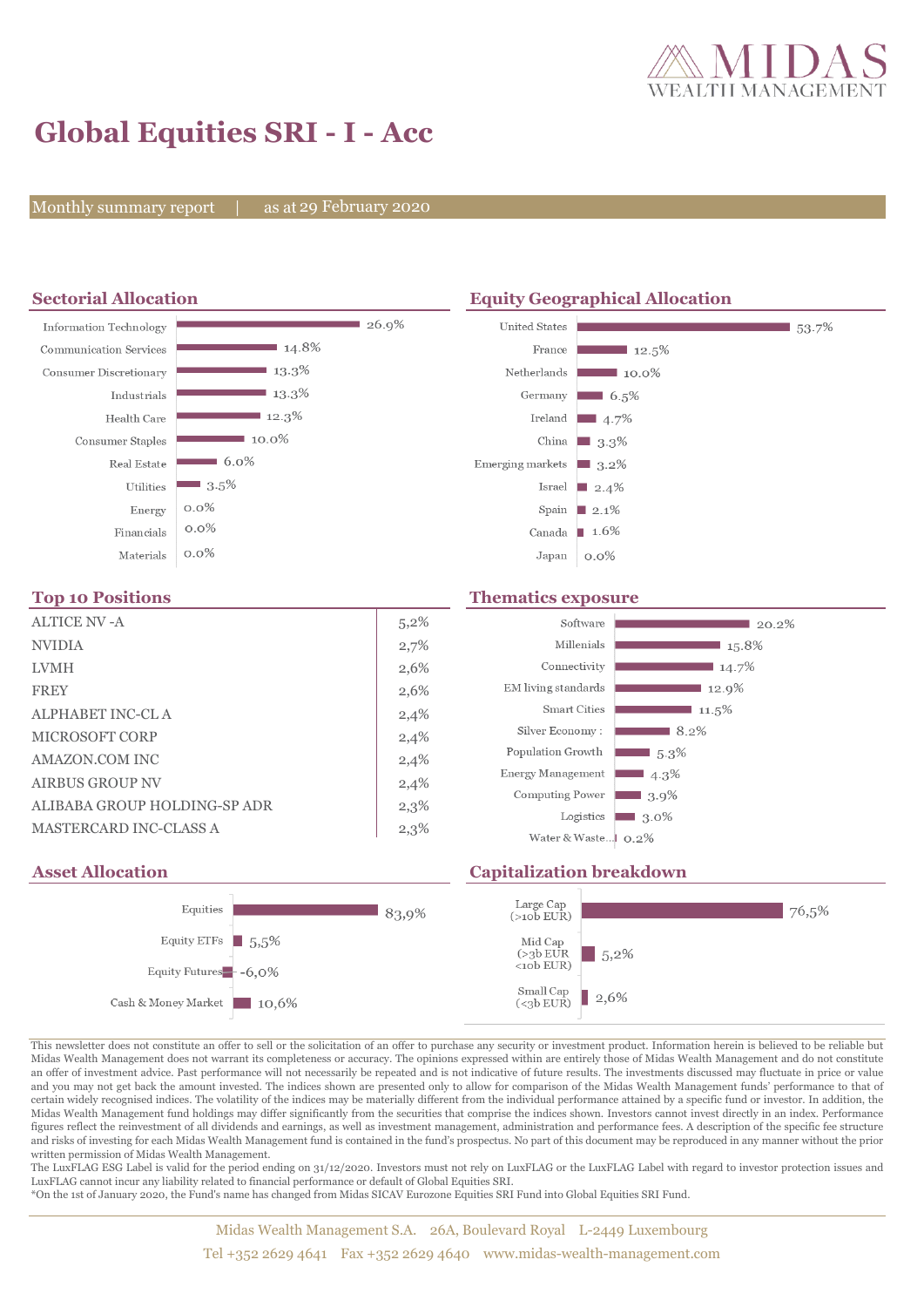# Global Equities SRI - I - Acc

Monthly summary report | as at 29 February 2020

## Sectorial Allocation

Information Technology 26.9%
Communication Services 14.8%
Consumer Discretionary 13.3%
Industrials 13.3%
Health Care 12.3%
Consumer Staples 10.0%
Real Estate 6.0%
Utilities 3.5%
Energy 0.0%
Financials 0.0%
Materials 0.0%

## Equity Geographical Allocation

United States 53.7%
France 12.5%
Netherlands 10.0%
Germany 6.5%
Ireland 4.7%
China 3.3%
Emerging markets 3.2%
Israel 2.4%
Spain 2.1%
Canada 1.6%
Japan 0.0%

## Top 10 Positions

| | |
|---|---|
| ALTICE NV -A | 5,2% |
| NVIDIA | 2,7% |
| LVMH | 2,6% |
| FREY | 2,6% |
| ALPHABET INC-CL A | 2,4% |
| MICROSOFT CORP | 2,4% |
| AMAZON.COM INC | 2,4% |
| AIRBUS GROUP NV | 2,4% |
| ALIBABA GROUP HOLDING-SP ADR | 2,3% |
| MASTERCARD INC-CLASS A | 2,3% |

## Thematics exposure

Software 20.2%
Millenials 15.8%
Connectivity 14.7%
EM living standards 12.9%
Smart Cities 11.5%
Silver Economy : 8.2%
Population Growth 5.3%
Energy Management 4.3%
Computing Power 3.9%
Logistics 3.0%
Water & Waste... 0.2%

## Asset Allocation

Equities 83,9%
Equity ETFs 5,5%
Equity Futures -6,0%
Cash & Money Market 10,6%

## Capitalization breakdown

Large Cap (>10b EUR) 76,5%
Mid Cap (>3b EUR <10b EUR) 5,2%
Small Cap (<3b EUR) 2,6%

This newsletter does not constitute an offer to sell or the solicitation of an offer to purchase any security or investment product. Information herein is believed to be reliable but Midas Wealth Management does not warrant its completeness or accuracy. The opinions expressed within are entirely those of Midas Wealth Management and do not constitute an offer of investment advice. Past performance will not necessarily be repeated and is not indicative of future results. The investments discussed may fluctuate in price or value and you may not get back the amount invested. The indices shown are presented only to allow for comparison of the Midas Wealth Management funds' performance to that of certain widely recognised indices. The volatility of the indices may be materially different from the individual performance attained by a specific fund or investor. In addition, the Midas Wealth Management fund holdings may differ significantly from the securities that comprise the indices shown. Investors cannot invest directly in an index. Performance figures reflect the reinvestment of all dividends and earnings, as well as investment management, administration and performance fees. A description of the specific fee structure and risks of investing for each Midas Wealth Management fund is contained in the fund's prospectus. No part of this document may be reproduced in any manner without the prior written permission of Midas Wealth Management.
The LuxFLAG ESG Label is valid for the period ending on 31/12/2020. Investors must not rely on LuxFLAG or the LuxFLAG Label with regard to investor protection issues and LuxFLAG cannot incur any liability related to financial performance or default of Global Equities SRI.
*On the 1st of January 2020, the Fund's name has changed from Midas SICAV Eurozone Equities SRI Fund into Global Equities SRI Fund.

Midas Wealth Management S.A. 26A, Boulevard Royal L-2449 Luxembourg
Tel +352 2629 4641 Fax +352 2629 4640 www.midas-wealth-management.com